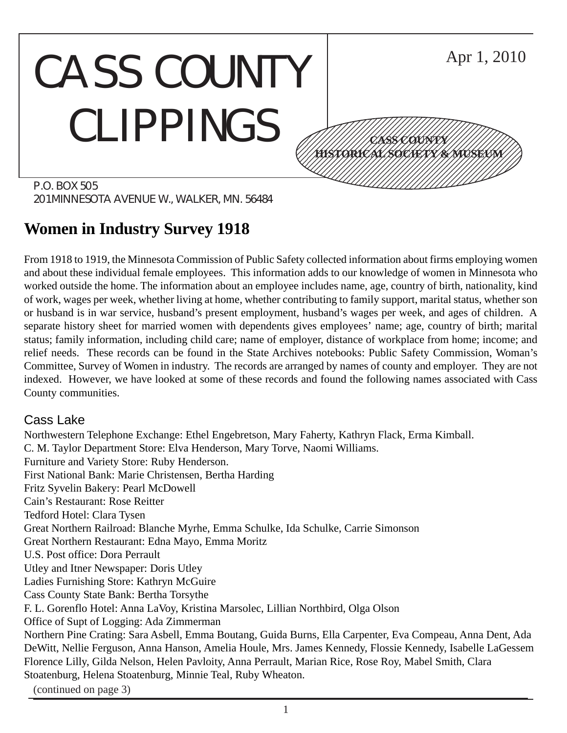# CASS COUNTY CLIPPINGS

Apr 1, 2010

CASS COUNTY HISTORICAL SOCIETY & MUSEUM

P.O. BOX 505
201 MINNESOTA AVENUE W., WALKER, MN. 56484

## Women in Industry Survey 1918

From 1918 to 1919, the Minnesota Commission of Public Safety collected information about firms employing women and about these individual female employees. This information adds to our knowledge of women in Minnesota who worked outside the home. The information about an employee includes name, age, country of birth, nationality, kind of work, wages per week, whether living at home, whether contributing to family support, marital status, whether son or husband is in war service, husband's present employment, husband's wages per week, and ages of children. A separate history sheet for married women with dependents gives employees' name; age, country of birth; marital status; family information, including child care; name of employer, distance of workplace from home; income; and relief needs. These records can be found in the State Archives notebooks: Public Safety Commission, Woman's Committee, Survey of Women in industry. The records are arranged by names of county and employer. They are not indexed. However, we have looked at some of these records and found the following names associated with Cass County communities.

### Cass Lake

Northwestern Telephone Exchange: Ethel Engebretson, Mary Faherty, Kathryn Flack, Erma Kimball.
C. M. Taylor Department Store: Elva Henderson, Mary Torve, Naomi Williams.
Furniture and Variety Store: Ruby Henderson.
First National Bank: Marie Christensen, Bertha Harding
Fritz Syvelin Bakery: Pearl McDowell
Cain's Restaurant: Rose Reitter
Tedford Hotel: Clara Tysen
Great Northern Railroad: Blanche Myrhe, Emma Schulke, Ida Schulke, Carrie Simonson
Great Northern Restaurant: Edna Mayo, Emma Moritz
U.S. Post office: Dora Perrault
Utley and Itner Newspaper: Doris Utley
Ladies Furnishing Store: Kathryn McGuire
Cass County State Bank: Bertha Torsythe
F. L. Gorenflo Hotel: Anna LaVoy, Kristina Marsolec, Lillian Northbird, Olga Olson
Office of Supt of Logging: Ada Zimmerman
Northern Pine Crating: Sara Asbell, Emma Boutang, Guida Burns, Ella Carpenter, Eva Compeau, Anna Dent, Ada DeWitt, Nellie Ferguson, Anna Hanson, Amelia Houle, Mrs. James Kennedy, Flossie Kennedy, Isabelle LaGessem Florence Lilly, Gilda Nelson, Helen Pavloity, Anna Perrault, Marian Rice, Rose Roy, Mabel Smith, Clara Stoatenburg, Helena Stoatenburg, Minnie Teal, Ruby Wheaton.

(continued on page 3)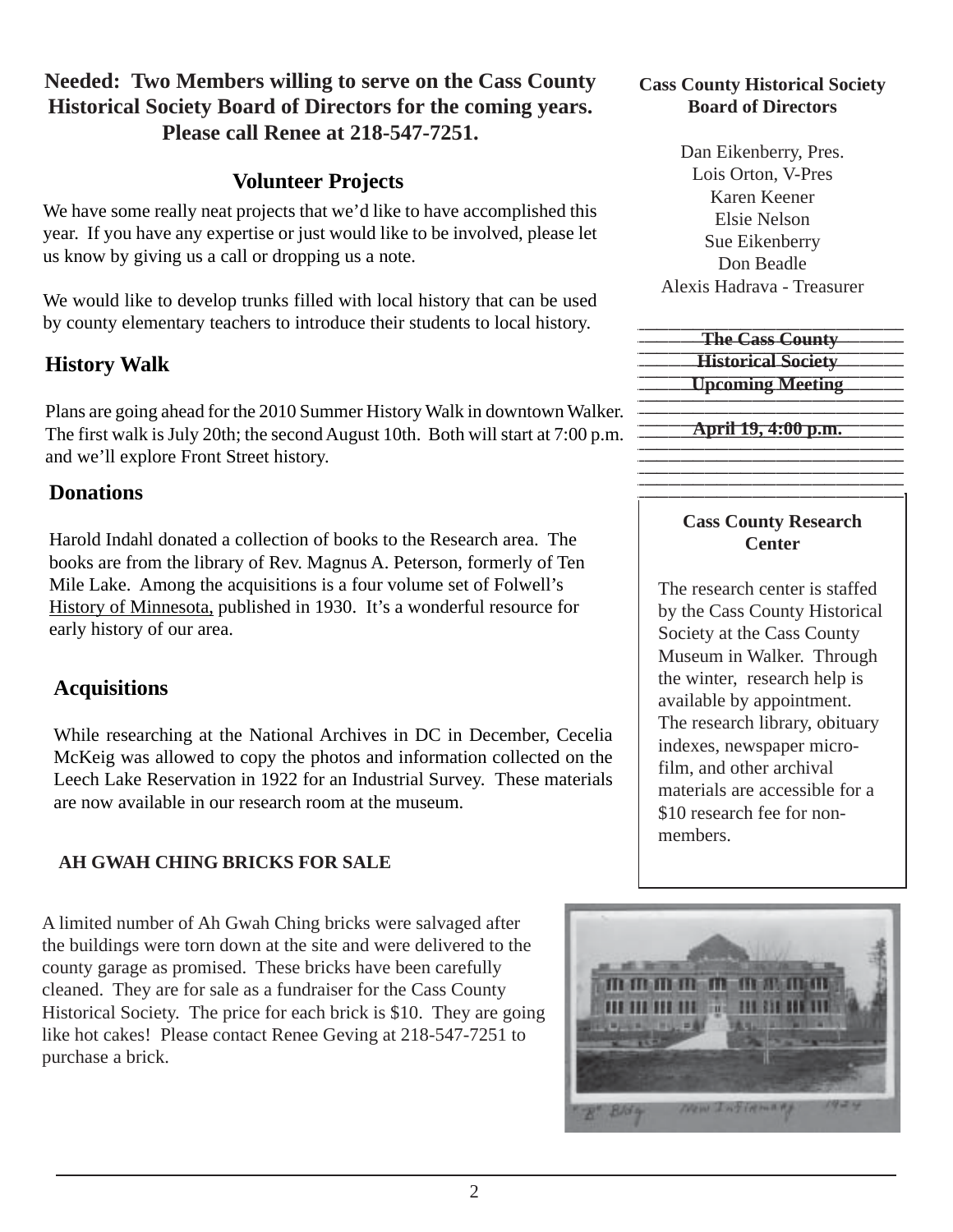**Needed: Two Members willing to serve on the Cass County Historical Society Board of Directors for the coming years. Please call Renee at 218-547-7251.**

## Volunteer Projects

We have some really neat projects that we'd like to have accomplished this year. If you have any expertise or just would like to be involved, please let us know by giving us a call or dropping us a note.

We would like to develop trunks filled with local history that can be used by county elementary teachers to introduce their students to local history.

## History Walk

Plans are going ahead for the 2010 Summer History Walk in downtown Walker. The first walk is July 20th; the second August 10th. Both will start at 7:00 p.m. and we'll explore Front Street history.

## Donations

Harold Indahl donated a collection of books to the Research area. The books are from the library of Rev. Magnus A. Peterson, formerly of Ten Mile Lake. Among the acquisitions is a four volume set of Folwell's History of Minnesota, published in 1930. It's a wonderful resource for early history of our area.

## Acquisitions

While researching at the National Archives in DC in December, Cecelia McKeig was allowed to copy the photos and information collected on the Leech Lake Reservation in 1922 for an Industrial Survey. These materials are now available in our research room at the museum.

## AH GWAH CHING BRICKS FOR SALE

A limited number of Ah Gwah Ching bricks were salvaged after the buildings were torn down at the site and were delivered to the county garage as promised. These bricks have been carefully cleaned. They are for sale as a fundraiser for the Cass County Historical Society. The price for each brick is $10. They are going like hot cakes! Please contact Renee Geving at 218-547-7251 to purchase a brick.

"B" Bldg New Infirmary 1924

**Cass County Historical Society Board of Directors**

Dan Eikenberry, Pres.
Lois Orton, V-Pres
Karen Keener
Elsie Nelson
Sue Eikenberry
Don Beadle
Alexis Hadrava - Treasurer

**The Cass County Historical Society Upcoming Meeting**

**April 19, 4:00 p.m.**

**Cass County Research Center**

The research center is staffed by the Cass County Historical Society at the Cass County Museum in Walker. Through the winter, research help is available by appointment. The research library, obituary indexes, newspaper micro-film, and other archival materials are accessible for a $10 research fee for non-members.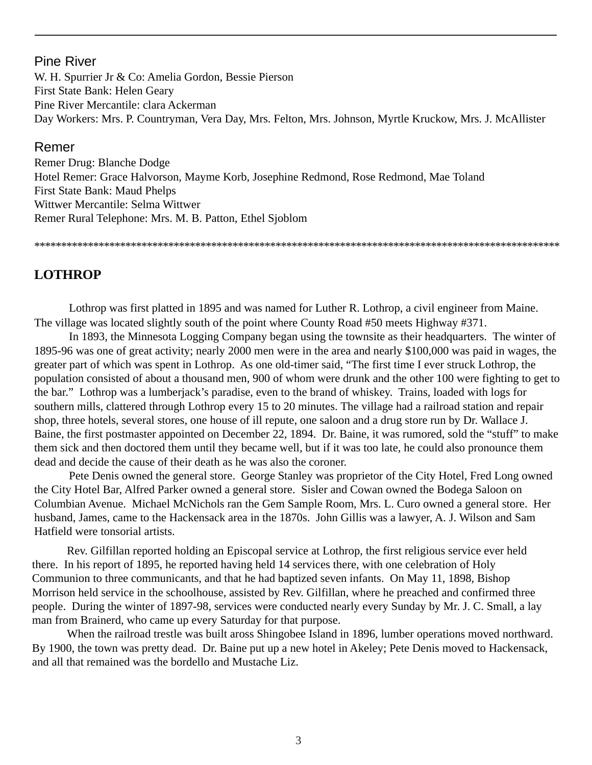### Pine River

W. H. Spurrier Jr & Co: Amelia Gordon, Bessie Pierson
First State Bank: Helen Geary
Pine River Mercantile: clara Ackerman
Day Workers: Mrs. P. Countryman, Vera Day, Mrs. Felton, Mrs. Johnson, Myrtle Kruckow, Mrs. J. McAllister

### Remer

Remer Drug: Blanche Dodge
Hotel Remer: Grace Halvorson, Mayme Korb, Josephine Redmond, Rose Redmond, Mae Toland
First State Bank: Maud Phelps
Wittwer Mercantile: Selma Wittwer
Remer Rural Telephone: Mrs. M. B. Patton, Ethel Sjoblom

****************************************************************************************************

## LOTHROP

Lothrop was first platted in 1895 and was named for Luther R. Lothrop, a civil engineer from Maine. The village was located slightly south of the point where County Road #50 meets Highway #371.

In 1893, the Minnesota Logging Company began using the townsite as their headquarters. The winter of 1895-96 was one of great activity; nearly 2000 men were in the area and nearly $100,000 was paid in wages, the greater part of which was spent in Lothrop. As one old-timer said, "The first time I ever struck Lothrop, the population consisted of about a thousand men, 900 of whom were drunk and the other 100 were fighting to get to the bar." Lothrop was a lumberjack's paradise, even to the brand of whiskey. Trains, loaded with logs for southern mills, clattered through Lothrop every 15 to 20 minutes. The village had a railroad station and repair shop, three hotels, several stores, one house of ill repute, one saloon and a drug store run by Dr. Wallace J. Baine, the first postmaster appointed on December 22, 1894. Dr. Baine, it was rumored, sold the "stuff" to make them sick and then doctored them until they became well, but if it was too late, he could also pronounce them dead and decide the cause of their death as he was also the coroner.

Pete Denis owned the general store. George Stanley was proprietor of the City Hotel, Fred Long owned the City Hotel Bar, Alfred Parker owned a general store. Sisler and Cowan owned the Bodega Saloon on Columbian Avenue. Michael McNichols ran the Gem Sample Room, Mrs. L. Curo owned a general store. Her husband, James, came to the Hackensack area in the 1870s. John Gillis was a lawyer, A. J. Wilson and Sam Hatfield were tonsorial artists.

Rev. Gilfillan reported holding an Episcopal service at Lothrop, the first religious service ever held there. In his report of 1895, he reported having held 14 services there, with one celebration of Holy Communion to three communicants, and that he had baptized seven infants. On May 11, 1898, Bishop Morrison held service in the schoolhouse, assisted by Rev. Gilfillan, where he preached and confirmed three people. During the winter of 1897-98, services were conducted nearly every Sunday by Mr. J. C. Small, a lay man from Brainerd, who came up every Saturday for that purpose.

When the railroad trestle was built aross Shingobee Island in 1896, lumber operations moved northward. By 1900, the town was pretty dead. Dr. Baine put up a new hotel in Akeley; Pete Denis moved to Hackensack, and all that remained was the bordello and Mustache Liz.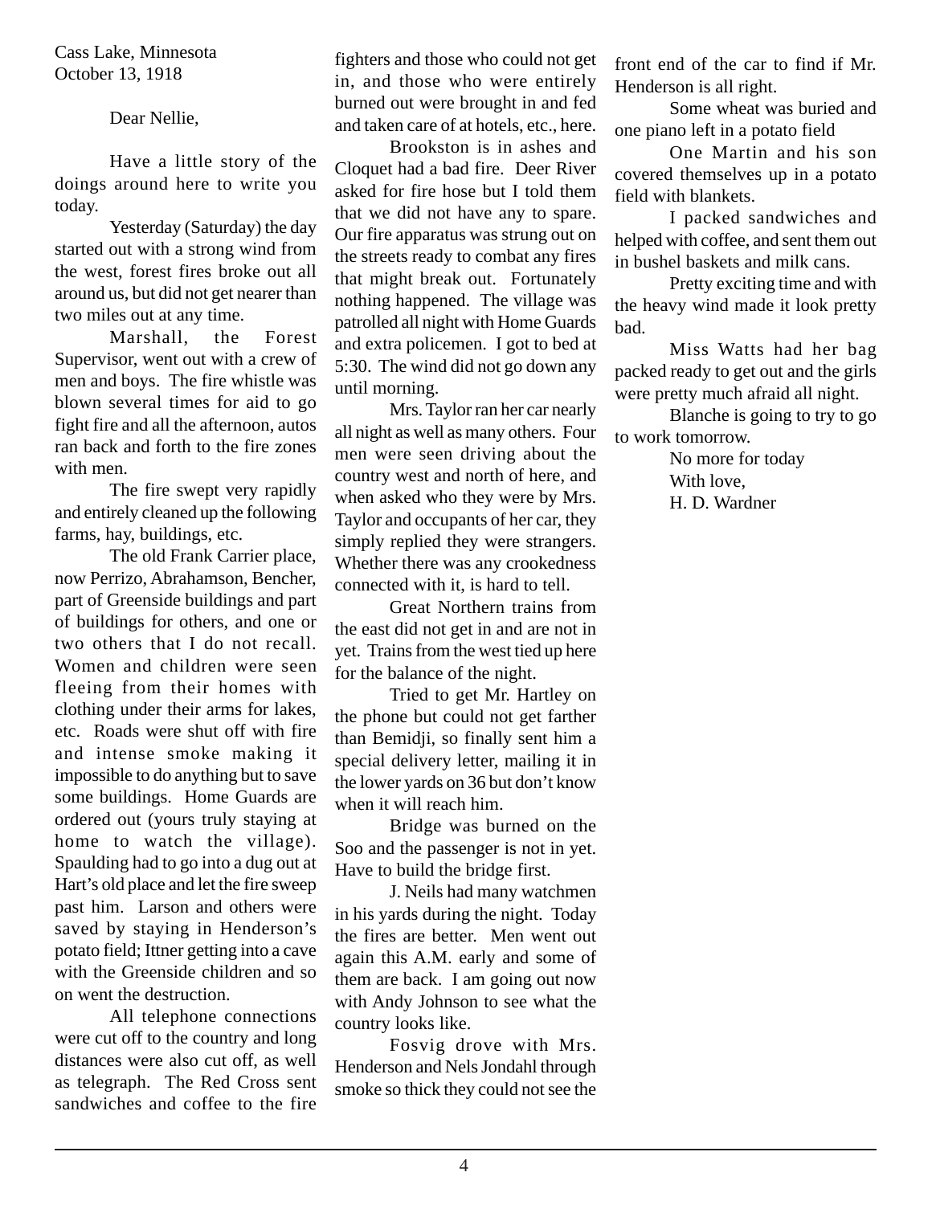Cass Lake, Minnesota
October 13, 1918

Dear Nellie,

Have a little story of the doings around here to write you today.

Yesterday (Saturday) the day started out with a strong wind from the west, forest fires broke out all around us, but did not get nearer than two miles out at any time.

Marshall, the Forest Supervisor, went out with a crew of men and boys. The fire whistle was blown several times for aid to go fight fire and all the afternoon, autos ran back and forth to the fire zones with men.

The fire swept very rapidly and entirely cleaned up the following farms, hay, buildings, etc.

The old Frank Carrier place, now Perrizo, Abrahamson, Bencher, part of Greenside buildings and part of buildings for others, and one or two others that I do not recall. Women and children were seen fleeing from their homes with clothing under their arms for lakes, etc. Roads were shut off with fire and intense smoke making it impossible to do anything but to save some buildings. Home Guards are ordered out (yours truly staying at home to watch the village). Spaulding had to go into a dug out at Hart's old place and let the fire sweep past him. Larson and others were saved by staying in Henderson's potato field; Ittner getting into a cave with the Greenside children and so on went the destruction.

All telephone connections were cut off to the country and long distances were also cut off, as well as telegraph. The Red Cross sent sandwiches and coffee to the fire fighters and those who could not get in, and those who were entirely burned out were brought in and fed and taken care of at hotels, etc., here.

Brookston is in ashes and Cloquet had a bad fire. Deer River asked for fire hose but I told them that we did not have any to spare. Our fire apparatus was strung out on the streets ready to combat any fires that might break out. Fortunately nothing happened. The village was patrolled all night with Home Guards and extra policemen. I got to bed at 5:30. The wind did not go down any until morning.

Mrs. Taylor ran her car nearly all night as well as many others. Four men were seen driving about the country west and north of here, and when asked who they were by Mrs. Taylor and occupants of her car, they simply replied they were strangers. Whether there was any crookedness connected with it, is hard to tell.

Great Northern trains from the east did not get in and are not in yet. Trains from the west tied up here for the balance of the night.

Tried to get Mr. Hartley on the phone but could not get farther than Bemidji, so finally sent him a special delivery letter, mailing it in the lower yards on 36 but don't know when it will reach him.

Bridge was burned on the Soo and the passenger is not in yet. Have to build the bridge first.

J. Neils had many watchmen in his yards during the night. Today the fires are better. Men went out again this A.M. early and some of them are back. I am going out now with Andy Johnson to see what the country looks like.

Fosvig drove with Mrs. Henderson and Nels Jondahl through smoke so thick they could not see the front end of the car to find if Mr. Henderson is all right.

Some wheat was buried and one piano left in a potato field

One Martin and his son covered themselves up in a potato field with blankets.

I packed sandwiches and helped with coffee, and sent them out in bushel baskets and milk cans.

Pretty exciting time and with the heavy wind made it look pretty bad.

Miss Watts had her bag packed ready to get out and the girls were pretty much afraid all night.

Blanche is going to try to go to work tomorrow.

No more for today
With love,
H. D. Wardner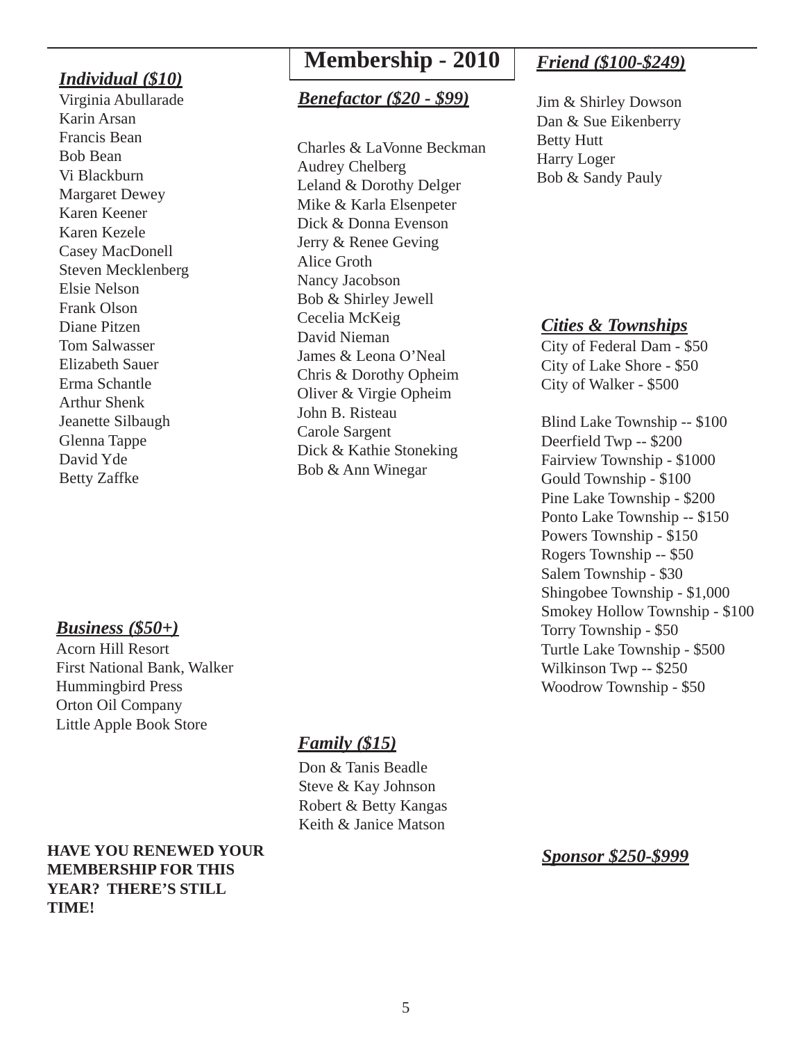# Membership - 2010

***Individual ($10)***

Virginia Abullarade
Karin Arsan
Francis Bean
Bob Bean
Vi Blackburn
Margaret Dewey
Karen Keener
Karen Kezele
Casey MacDonell
Steven Mecklenberg
Elsie Nelson
Frank Olson
Diane Pitzen
Tom Salwasser
Elizabeth Sauer
Erma Schantle
Arthur Shenk
Jeanette Silbaugh
Glenna Tappe
David Yde
Betty Zaffke

***Business ($50+)***

Acorn Hill Resort
First National Bank, Walker
Hummingbird Press
Orton Oil Company
Little Apple Book Store

**HAVE YOU RENEWED YOUR MEMBERSHIP FOR THIS YEAR? THERE'S STILL TIME!**

***Benefactor ($20 - $99)***

Charles & LaVonne Beckman
Audrey Chelberg
Leland & Dorothy Delger
Mike & Karla Elsenpeter
Dick & Donna Evenson
Jerry & Renee Geving
Alice Groth
Nancy Jacobson
Bob & Shirley Jewell
Cecelia McKeig
David Nieman
James & Leona O'Neal
Chris & Dorothy Opheim
Oliver & Virgie Opheim
John B. Risteau
Carole Sargent
Dick & Kathie Stoneking
Bob & Ann Winegar

***Family ($15)***

Don & Tanis Beadle
Steve & Kay Johnson
Robert & Betty Kangas
Keith & Janice Matson

***Friend ($100-$249)***

Jim & Shirley Dowson
Dan & Sue Eikenberry
Betty Hutt
Harry Loger
Bob & Sandy Pauly

***Cities & Townships***

City of Federal Dam - $50
City of Lake Shore - $50
City of Walker - $500

Blind Lake Township -- $100
Deerfield Twp -- $200
Fairview Township - $1000
Gould Township - $100
Pine Lake Township - $200
Ponto Lake Township -- $150
Powers Township - $150
Rogers Township -- $50
Salem Township - $30
Shingobee Township - $1,000
Smokey Hollow Township - $100
Torry Township - $50
Turtle Lake Township - $500
Wilkinson Twp -- $250
Woodrow Township - $50

***Sponsor $250-$999***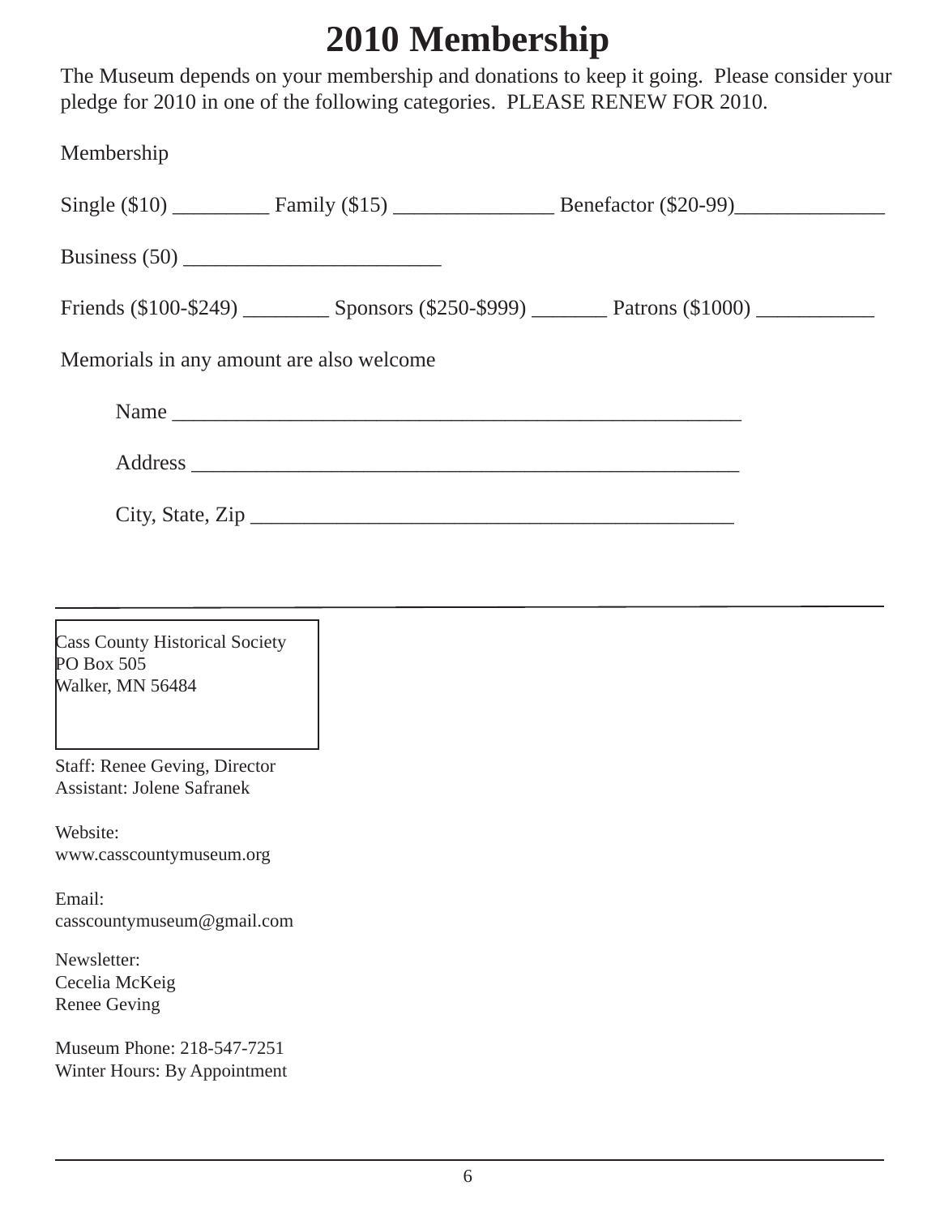# 2010 Membership

The Museum depends on your membership and donations to keep it going. Please consider your pledge for 2010 in one of the following categories. PLEASE RENEW FOR 2010.

Membership

Single ($10) _________ Family ($15) _______________ Benefactor ($20-99)______________

Business (50) ________________________

Friends ($100-$249) ________ Sponsors ($250-$999) _______ Patrons ($1000) ___________

Memorials in any amount are also welcome

Name ______________________________________________________

Address ____________________________________________________

City, State, Zip ______________________________________________

---

Cass County Historical Society
PO Box 505
Walker, MN 56484

Staff: Renee Geving, Director
Assistant: Jolene Safranek

Website:
www.casscountymuseum.org

Email:
casscountymuseum@gmail.com

Newsletter:
Cecelia McKeig
Renee Geving

Museum Phone: 218-547-7251
Winter Hours: By Appointment